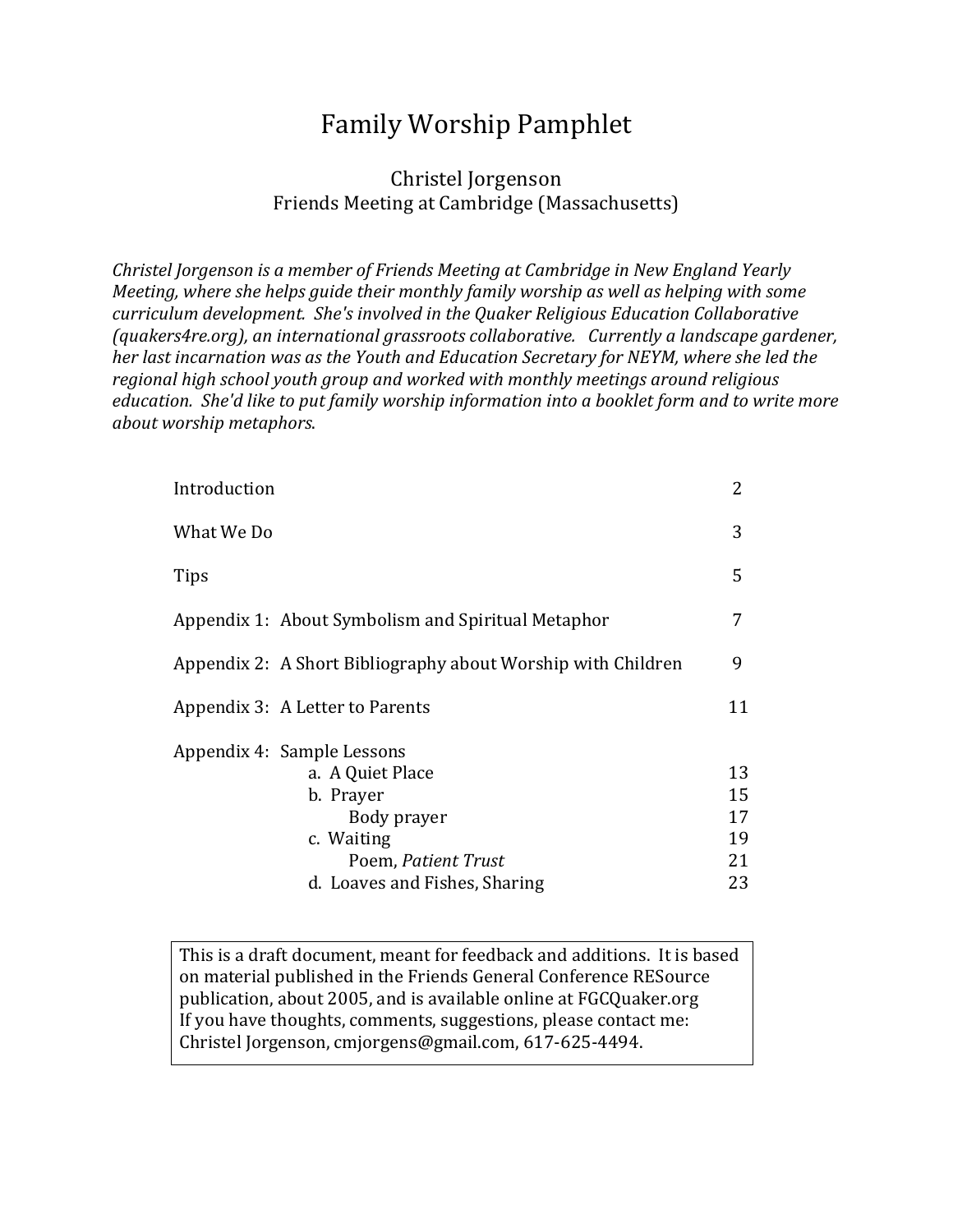# Family Worship Pamphlet

Christel Jorgenson
Friends Meeting at Cambridge (Massachusetts)

*Christel Jorgenson is a member of Friends Meeting at Cambridge in New England Yearly Meeting, where she helps guide their monthly family worship as well as helping with some curriculum development. She's involved in the Quaker Religious Education Collaborative (quakers4re.org), an international grassroots collaborative. Currently a landscape gardener, her last incarnation was as the Youth and Education Secretary for NEYM, where she led the regional high school youth group and worked with monthly meetings around religious education. She'd like to put family worship information into a booklet form and to write more about worship metaphors.*

| | |
|---|---|
| Introduction | 2 |
| What We Do | 3 |
| Tips | 5 |
| Appendix 1: About Symbolism and Spiritual Metaphor | 7 |
| Appendix 2: A Short Bibliography about Worship with Children | 9 |
| Appendix 3: A Letter to Parents | 11 |
| Appendix 4: Sample Lessons | |
| a. A Quiet Place | 13 |
| b. Prayer | 15 |
| Body prayer | 17 |
| c. Waiting | 19 |
| Poem, *Patient Trust* | 21 |
| d. Loaves and Fishes, Sharing | 23 |

> This is a draft document, meant for feedback and additions. It is based on material published in the Friends General Conference RESource publication, about 2005, and is available online at FGCQuaker.org
> If you have thoughts, comments, suggestions, please contact me: Christel Jorgenson, cmjorgens@gmail.com, 617-625-4494.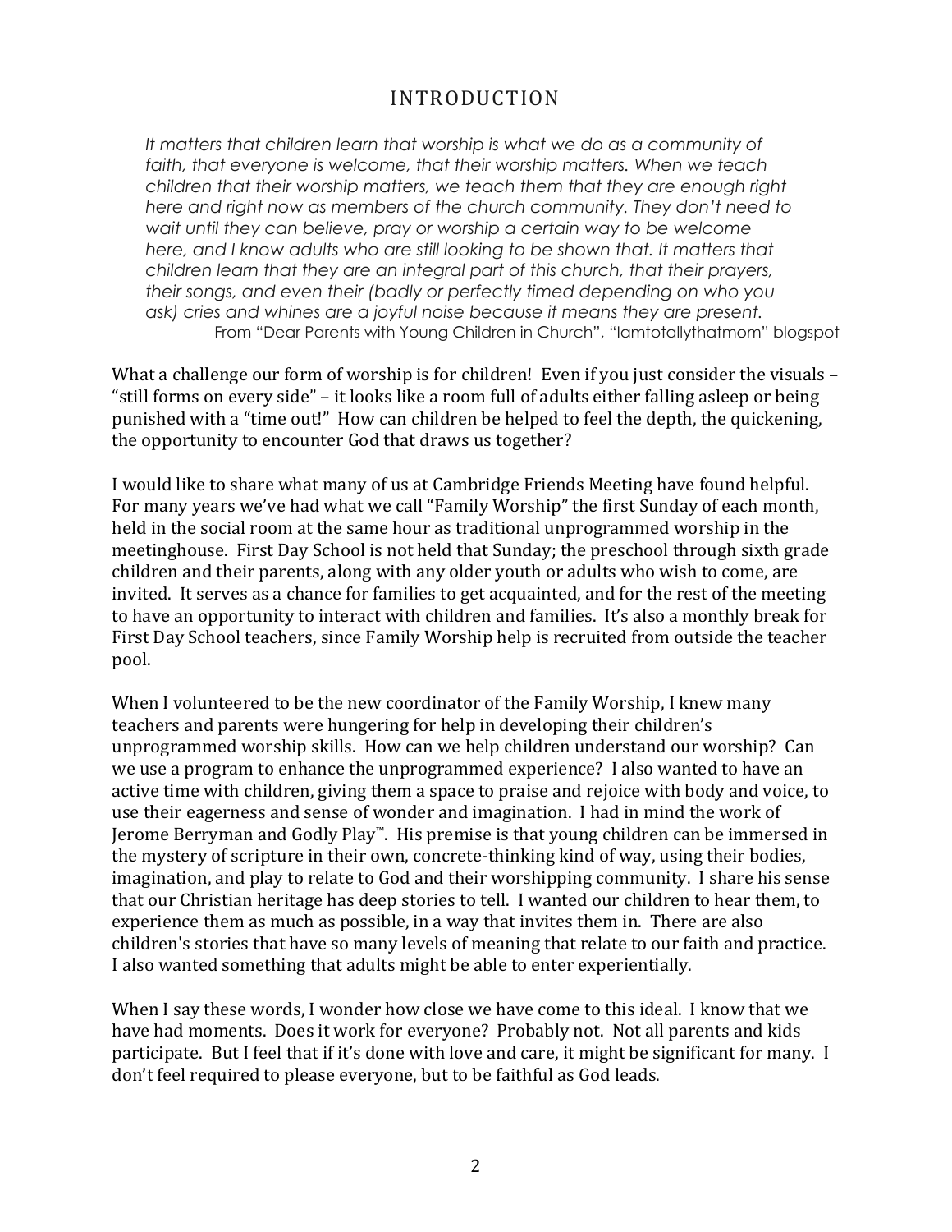# INTRODUCTION

> *It matters that children learn that worship is what we do as a community of faith, that everyone is welcome, that their worship matters. When we teach children that their worship matters, we teach them that they are enough right here and right now as members of the church community. They don't need to wait until they can believe, pray or worship a certain way to be welcome here, and I know adults who are still looking to be shown that. It matters that children learn that they are an integral part of this church, that their prayers, their songs, and even their (badly or perfectly timed depending on who you ask) cries and whines are a joyful noise because it means they are present.*
>
> From "Dear Parents with Young Children in Church", "Iamtotallythatmom" blogspot

What a challenge our form of worship is for children! Even if you just consider the visuals – "still forms on every side" – it looks like a room full of adults either falling asleep or being punished with a "time out!" How can children be helped to feel the depth, the quickening, the opportunity to encounter God that draws us together?

I would like to share what many of us at Cambridge Friends Meeting have found helpful. For many years we've had what we call "Family Worship" the first Sunday of each month, held in the social room at the same hour as traditional unprogrammed worship in the meetinghouse. First Day School is not held that Sunday; the preschool through sixth grade children and their parents, along with any older youth or adults who wish to come, are invited. It serves as a chance for families to get acquainted, and for the rest of the meeting to have an opportunity to interact with children and families. It's also a monthly break for First Day School teachers, since Family Worship help is recruited from outside the teacher pool.

When I volunteered to be the new coordinator of the Family Worship, I knew many teachers and parents were hungering for help in developing their children's unprogrammed worship skills. How can we help children understand our worship? Can we use a program to enhance the unprogrammed experience? I also wanted to have an active time with children, giving them a space to praise and rejoice with body and voice, to use their eagerness and sense of wonder and imagination. I had in mind the work of Jerome Berryman and Godly Play™. His premise is that young children can be immersed in the mystery of scripture in their own, concrete-thinking kind of way, using their bodies, imagination, and play to relate to God and their worshipping community. I share his sense that our Christian heritage has deep stories to tell. I wanted our children to hear them, to experience them as much as possible, in a way that invites them in. There are also children's stories that have so many levels of meaning that relate to our faith and practice. I also wanted something that adults might be able to enter experientially.

When I say these words, I wonder how close we have come to this ideal. I know that we have had moments. Does it work for everyone? Probably not. Not all parents and kids participate. But I feel that if it's done with love and care, it might be significant for many. I don't feel required to please everyone, but to be faithful as God leads.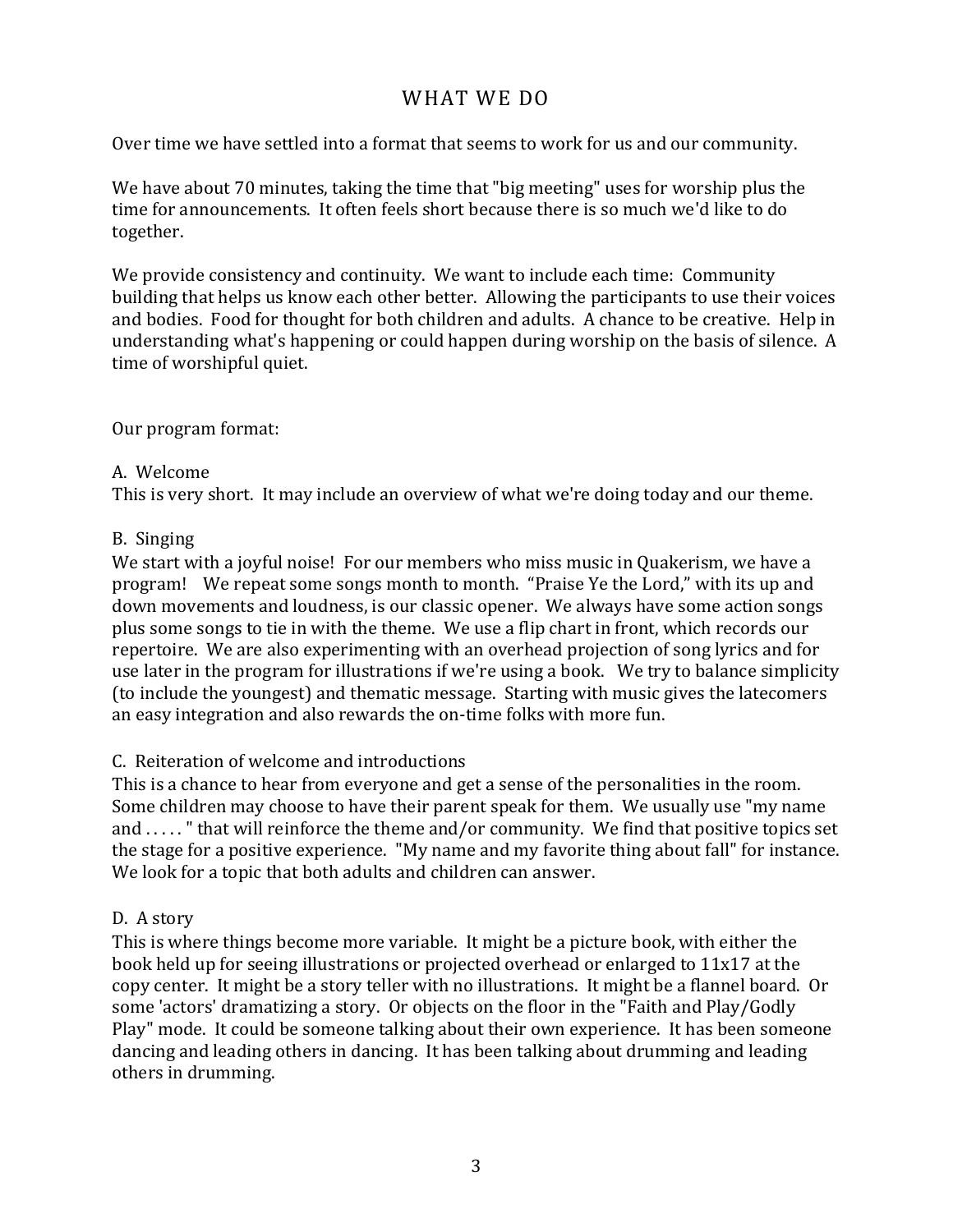# WHAT WE DO

Over time we have settled into a format that seems to work for us and our community.

We have about 70 minutes, taking the time that "big meeting" uses for worship plus the time for announcements. It often feels short because there is so much we'd like to do together.

We provide consistency and continuity. We want to include each time: Community building that helps us know each other better. Allowing the participants to use their voices and bodies. Food for thought for both children and adults. A chance to be creative. Help in understanding what's happening or could happen during worship on the basis of silence. A time of worshipful quiet.

Our program format:

A. Welcome

This is very short. It may include an overview of what we're doing today and our theme.

B. Singing

We start with a joyful noise! For our members who miss music in Quakerism, we have a program! We repeat some songs month to month. "Praise Ye the Lord," with its up and down movements and loudness, is our classic opener. We always have some action songs plus some songs to tie in with the theme. We use a flip chart in front, which records our repertoire. We are also experimenting with an overhead projection of song lyrics and for use later in the program for illustrations if we're using a book. We try to balance simplicity (to include the youngest) and thematic message. Starting with music gives the latecomers an easy integration and also rewards the on-time folks with more fun.

C. Reiteration of welcome and introductions

This is a chance to hear from everyone and get a sense of the personalities in the room. Some children may choose to have their parent speak for them. We usually use "my name and . . . . . " that will reinforce the theme and/or community. We find that positive topics set the stage for a positive experience. "My name and my favorite thing about fall" for instance. We look for a topic that both adults and children can answer.

D. A story

This is where things become more variable. It might be a picture book, with either the book held up for seeing illustrations or projected overhead or enlarged to 11x17 at the copy center. It might be a story teller with no illustrations. It might be a flannel board. Or some 'actors' dramatizing a story. Or objects on the floor in the "Faith and Play/Godly Play" mode. It could be someone talking about their own experience. It has been someone dancing and leading others in dancing. It has been talking about drumming and leading others in drumming.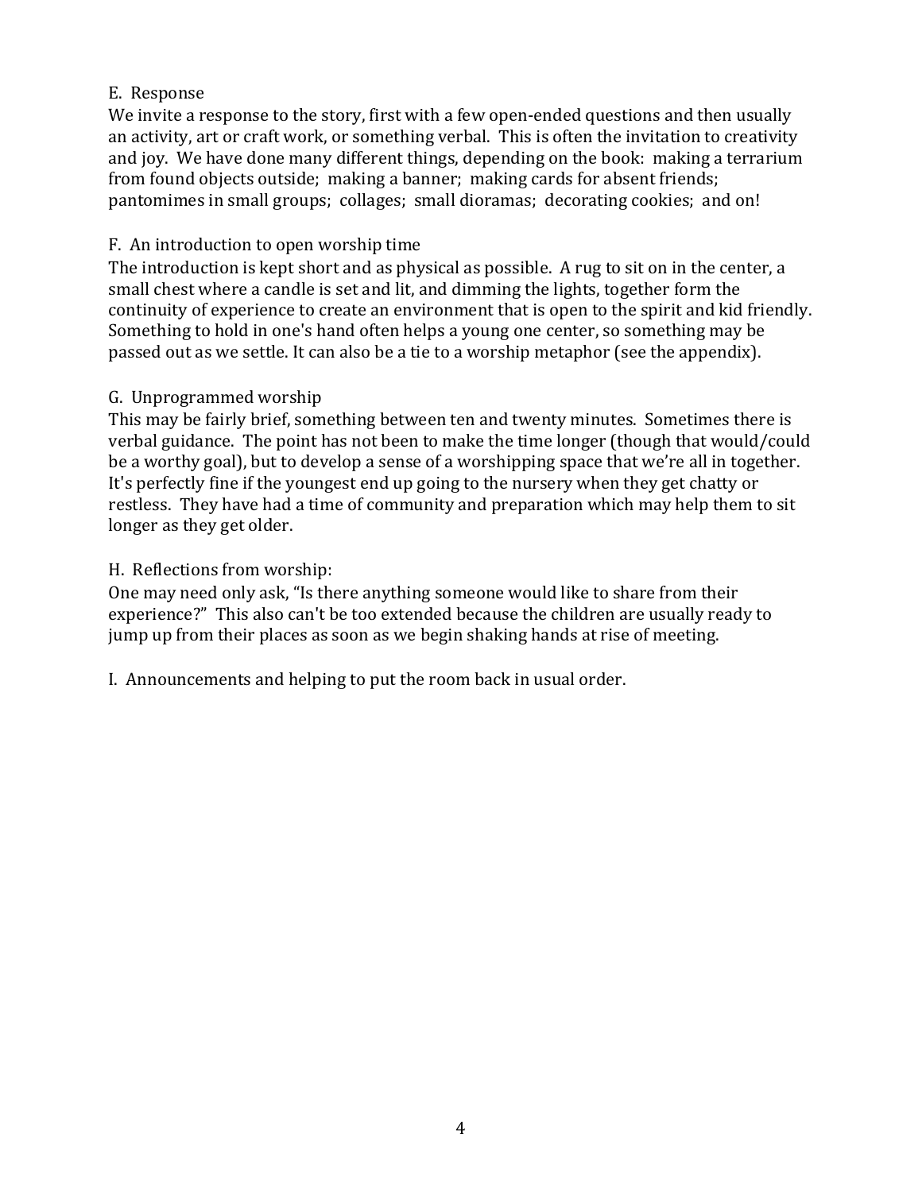E. Response

We invite a response to the story, first with a few open-ended questions and then usually an activity, art or craft work, or something verbal. This is often the invitation to creativity and joy. We have done many different things, depending on the book: making a terrarium from found objects outside; making a banner; making cards for absent friends; pantomimes in small groups; collages; small dioramas; decorating cookies; and on!

F. An introduction to open worship time

The introduction is kept short and as physical as possible. A rug to sit on in the center, a small chest where a candle is set and lit, and dimming the lights, together form the continuity of experience to create an environment that is open to the spirit and kid friendly. Something to hold in one's hand often helps a young one center, so something may be passed out as we settle. It can also be a tie to a worship metaphor (see the appendix).

G. Unprogrammed worship

This may be fairly brief, something between ten and twenty minutes. Sometimes there is verbal guidance. The point has not been to make the time longer (though that would/could be a worthy goal), but to develop a sense of a worshipping space that we're all in together. It's perfectly fine if the youngest end up going to the nursery when they get chatty or restless. They have had a time of community and preparation which may help them to sit longer as they get older.

H. Reflections from worship:

One may need only ask, "Is there anything someone would like to share from their experience?" This also can't be too extended because the children are usually ready to jump up from their places as soon as we begin shaking hands at rise of meeting.

I. Announcements and helping to put the room back in usual order.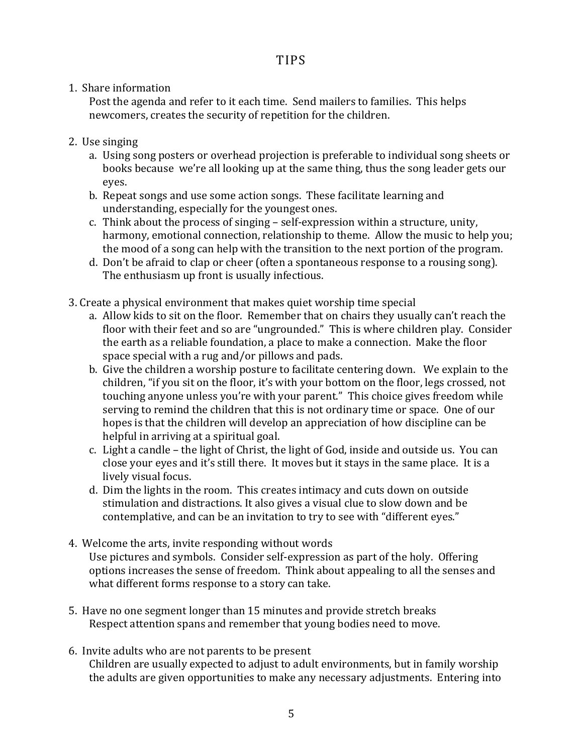# TIPS

1. Share information

   Post the agenda and refer to it each time. Send mailers to families. This helps newcomers, creates the security of repetition for the children.

2. Use singing

   a. Using song posters or overhead projection is preferable to individual song sheets or books because we're all looking up at the same thing, thus the song leader gets our eyes.

   b. Repeat songs and use some action songs. These facilitate learning and understanding, especially for the youngest ones.

   c. Think about the process of singing – self-expression within a structure, unity, harmony, emotional connection, relationship to theme. Allow the music to help you; the mood of a song can help with the transition to the next portion of the program.

   d. Don't be afraid to clap or cheer (often a spontaneous response to a rousing song). The enthusiasm up front is usually infectious.

3. Create a physical environment that makes quiet worship time special

   a. Allow kids to sit on the floor. Remember that on chairs they usually can't reach the floor with their feet and so are "ungrounded." This is where children play. Consider the earth as a reliable foundation, a place to make a connection. Make the floor space special with a rug and/or pillows and pads.

   b. Give the children a worship posture to facilitate centering down. We explain to the children, "if you sit on the floor, it's with your bottom on the floor, legs crossed, not touching anyone unless you're with your parent." This choice gives freedom while serving to remind the children that this is not ordinary time or space. One of our hopes is that the children will develop an appreciation of how discipline can be helpful in arriving at a spiritual goal.

   c. Light a candle – the light of Christ, the light of God, inside and outside us. You can close your eyes and it's still there. It moves but it stays in the same place. It is a lively visual focus.

   d. Dim the lights in the room. This creates intimacy and cuts down on outside stimulation and distractions. It also gives a visual clue to slow down and be contemplative, and can be an invitation to try to see with "different eyes."

4. Welcome the arts, invite responding without words

   Use pictures and symbols. Consider self-expression as part of the holy. Offering options increases the sense of freedom. Think about appealing to all the senses and what different forms response to a story can take.

5. Have no one segment longer than 15 minutes and provide stretch breaks

   Respect attention spans and remember that young bodies need to move.

6. Invite adults who are not parents to be present

   Children are usually expected to adjust to adult environments, but in family worship the adults are given opportunities to make any necessary adjustments. Entering into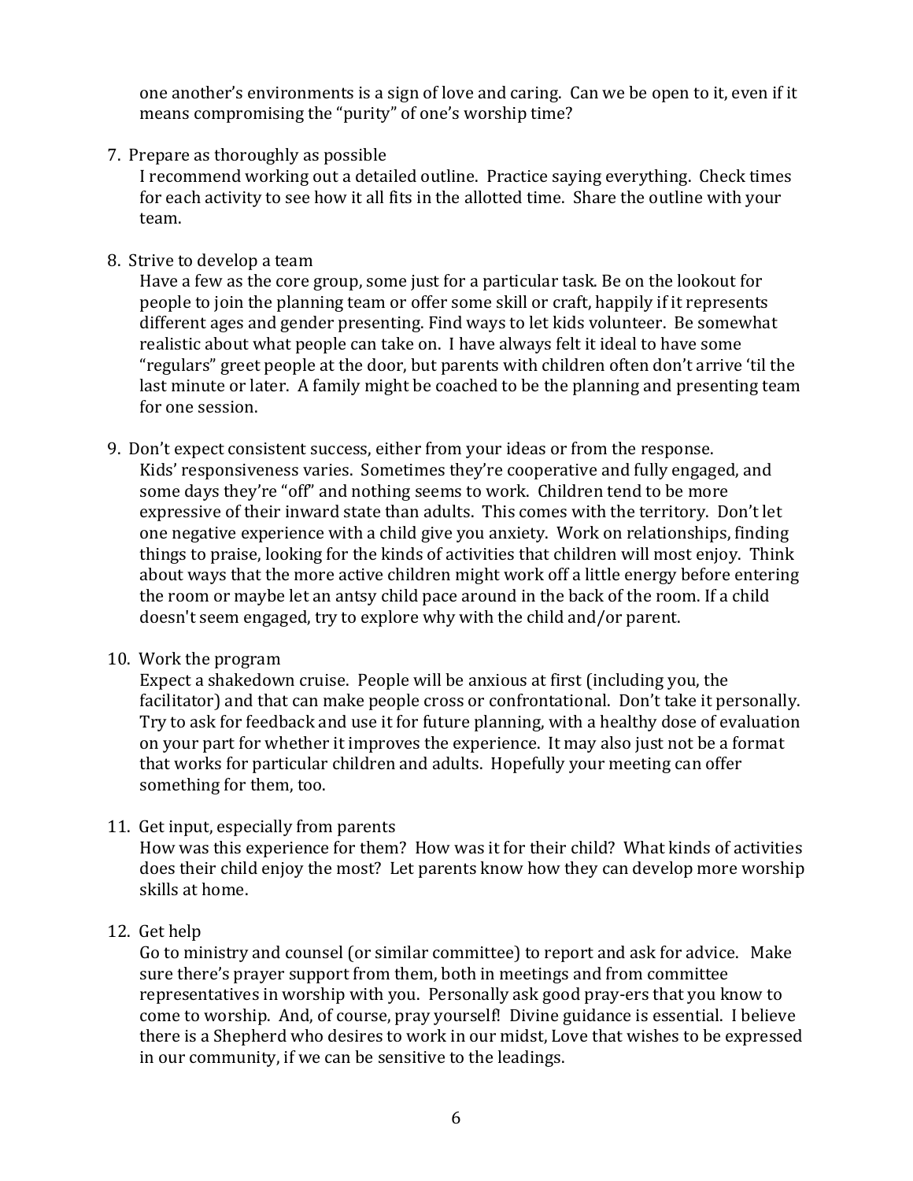one another's environments is a sign of love and caring. Can we be open to it, even if it means compromising the "purity" of one's worship time?

7. Prepare as thoroughly as possible
   I recommend working out a detailed outline. Practice saying everything. Check times for each activity to see how it all fits in the allotted time. Share the outline with your team.

8. Strive to develop a team
   Have a few as the core group, some just for a particular task. Be on the lookout for people to join the planning team or offer some skill or craft, happily if it represents different ages and gender presenting. Find ways to let kids volunteer. Be somewhat realistic about what people can take on. I have always felt it ideal to have some "regulars" greet people at the door, but parents with children often don't arrive 'til the last minute or later. A family might be coached to be the planning and presenting team for one session.

9. Don't expect consistent success, either from your ideas or from the response.
   Kids' responsiveness varies. Sometimes they're cooperative and fully engaged, and some days they're "off" and nothing seems to work. Children tend to be more expressive of their inward state than adults. This comes with the territory. Don't let one negative experience with a child give you anxiety. Work on relationships, finding things to praise, looking for the kinds of activities that children will most enjoy. Think about ways that the more active children might work off a little energy before entering the room or maybe let an antsy child pace around in the back of the room. If a child doesn't seem engaged, try to explore why with the child and/or parent.

10. Work the program
    Expect a shakedown cruise. People will be anxious at first (including you, the facilitator) and that can make people cross or confrontational. Don't take it personally. Try to ask for feedback and use it for future planning, with a healthy dose of evaluation on your part for whether it improves the experience. It may also just not be a format that works for particular children and adults. Hopefully your meeting can offer something for them, too.

11. Get input, especially from parents
    How was this experience for them? How was it for their child? What kinds of activities does their child enjoy the most? Let parents know how they can develop more worship skills at home.

12. Get help
    Go to ministry and counsel (or similar committee) to report and ask for advice. Make sure there's prayer support from them, both in meetings and from committee representatives in worship with you. Personally ask good pray-ers that you know to come to worship. And, of course, pray yourself! Divine guidance is essential. I believe there is a Shepherd who desires to work in our midst, Love that wishes to be expressed in our community, if we can be sensitive to the leadings.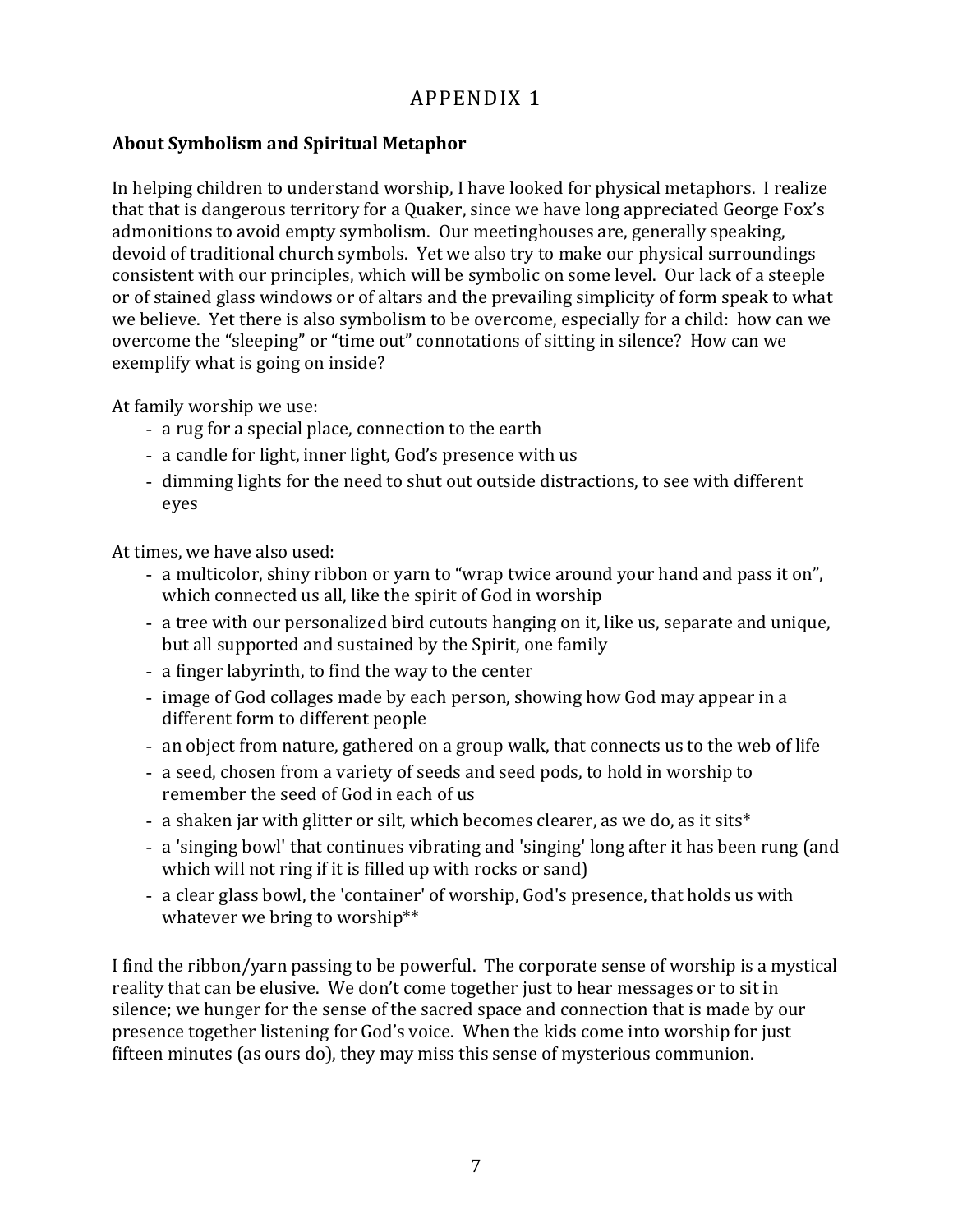# APPENDIX 1

## About Symbolism and Spiritual Metaphor

In helping children to understand worship, I have looked for physical metaphors. I realize that that is dangerous territory for a Quaker, since we have long appreciated George Fox's admonitions to avoid empty symbolism. Our meetinghouses are, generally speaking, devoid of traditional church symbols. Yet we also try to make our physical surroundings consistent with our principles, which will be symbolic on some level. Our lack of a steeple or of stained glass windows or of altars and the prevailing simplicity of form speak to what we believe. Yet there is also symbolism to be overcome, especially for a child: how can we overcome the "sleeping" or "time out" connotations of sitting in silence? How can we exemplify what is going on inside?

At family worship we use:

- a rug for a special place, connection to the earth
- a candle for light, inner light, God's presence with us
- dimming lights for the need to shut out outside distractions, to see with different eyes

At times, we have also used:

- a multicolor, shiny ribbon or yarn to "wrap twice around your hand and pass it on", which connected us all, like the spirit of God in worship
- a tree with our personalized bird cutouts hanging on it, like us, separate and unique, but all supported and sustained by the Spirit, one family
- a finger labyrinth, to find the way to the center
- image of God collages made by each person, showing how God may appear in a different form to different people
- an object from nature, gathered on a group walk, that connects us to the web of life
- a seed, chosen from a variety of seeds and seed pods, to hold in worship to remember the seed of God in each of us
- a shaken jar with glitter or silt, which becomes clearer, as we do, as it sits*
- a 'singing bowl' that continues vibrating and 'singing' long after it has been rung (and which will not ring if it is filled up with rocks or sand)
- a clear glass bowl, the 'container' of worship, God's presence, that holds us with whatever we bring to worship**

I find the ribbon/yarn passing to be powerful. The corporate sense of worship is a mystical reality that can be elusive. We don't come together just to hear messages or to sit in silence; we hunger for the sense of the sacred space and connection that is made by our presence together listening for God's voice. When the kids come into worship for just fifteen minutes (as ours do), they may miss this sense of mysterious communion.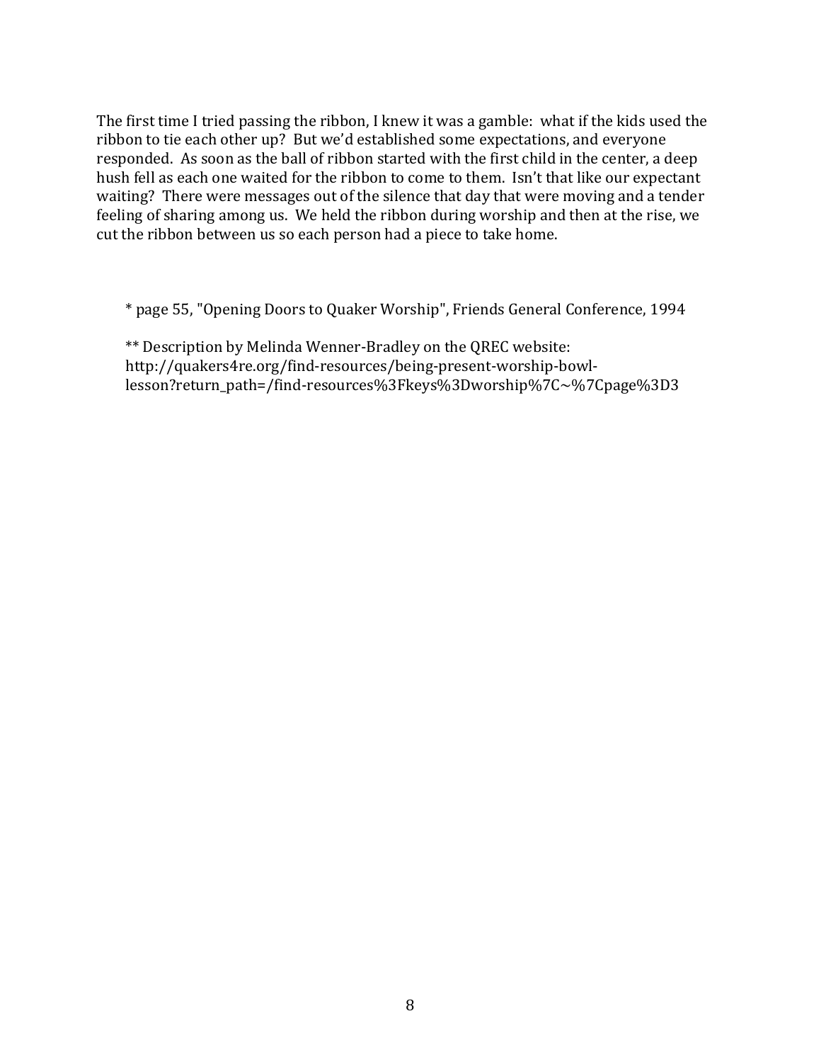The first time I tried passing the ribbon, I knew it was a gamble: what if the kids used the ribbon to tie each other up? But we'd established some expectations, and everyone responded. As soon as the ball of ribbon started with the first child in the center, a deep hush fell as each one waited for the ribbon to come to them. Isn't that like our expectant waiting? There were messages out of the silence that day that were moving and a tender feeling of sharing among us. We held the ribbon during worship and then at the rise, we cut the ribbon between us so each person had a piece to take home.

* page 55, "Opening Doors to Quaker Worship", Friends General Conference, 1994

** Description by Melinda Wenner-Bradley on the QREC website: http://quakers4re.org/find-resources/being-present-worship-bowl-lesson?return_path=/find-resources%3Fkeys%3Dworship%7C~%7Cpage%3D3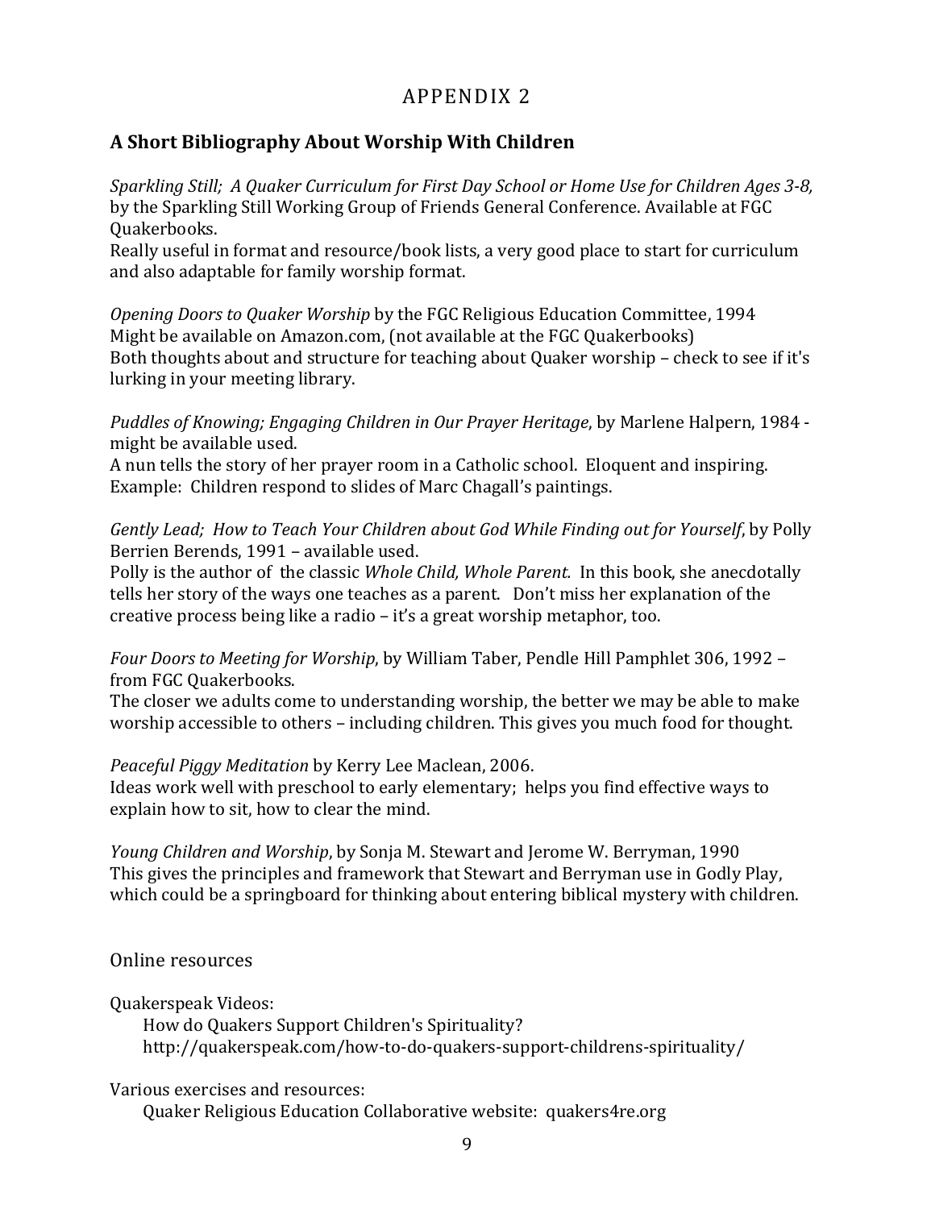# APPENDIX 2

## A Short Bibliography About Worship With Children

*Sparkling Still; A Quaker Curriculum for First Day School or Home Use for Children Ages 3-8,* by the Sparkling Still Working Group of Friends General Conference. Available at FGC Quakerbooks.
Really useful in format and resource/book lists, a very good place to start for curriculum and also adaptable for family worship format.

*Opening Doors to Quaker Worship* by the FGC Religious Education Committee, 1994
Might be available on Amazon.com, (not available at the FGC Quakerbooks)
Both thoughts about and structure for teaching about Quaker worship – check to see if it's lurking in your meeting library.

*Puddles of Knowing; Engaging Children in Our Prayer Heritage*, by Marlene Halpern, 1984 - might be available used.
A nun tells the story of her prayer room in a Catholic school. Eloquent and inspiring. Example: Children respond to slides of Marc Chagall's paintings.

*Gently Lead; How to Teach Your Children about God While Finding out for Yourself*, by Polly Berrien Berends, 1991 – available used.
Polly is the author of the classic *Whole Child, Whole Parent.* In this book, she anecdotally tells her story of the ways one teaches as a parent. Don't miss her explanation of the creative process being like a radio – it's a great worship metaphor, too.

*Four Doors to Meeting for Worship*, by William Taber, Pendle Hill Pamphlet 306, 1992 – from FGC Quakerbooks.
The closer we adults come to understanding worship, the better we may be able to make worship accessible to others – including children. This gives you much food for thought.

*Peaceful Piggy Meditation* by Kerry Lee Maclean, 2006.
Ideas work well with preschool to early elementary; helps you find effective ways to explain how to sit, how to clear the mind.

*Young Children and Worship*, by Sonja M. Stewart and Jerome W. Berryman, 1990
This gives the principles and framework that Stewart and Berryman use in Godly Play, which could be a springboard for thinking about entering biblical mystery with children.

Online resources

Quakerspeak Videos:
How do Quakers Support Children's Spirituality?
http://quakerspeak.com/how-to-do-quakers-support-childrens-spirituality/

Various exercises and resources:
Quaker Religious Education Collaborative website: quakers4re.org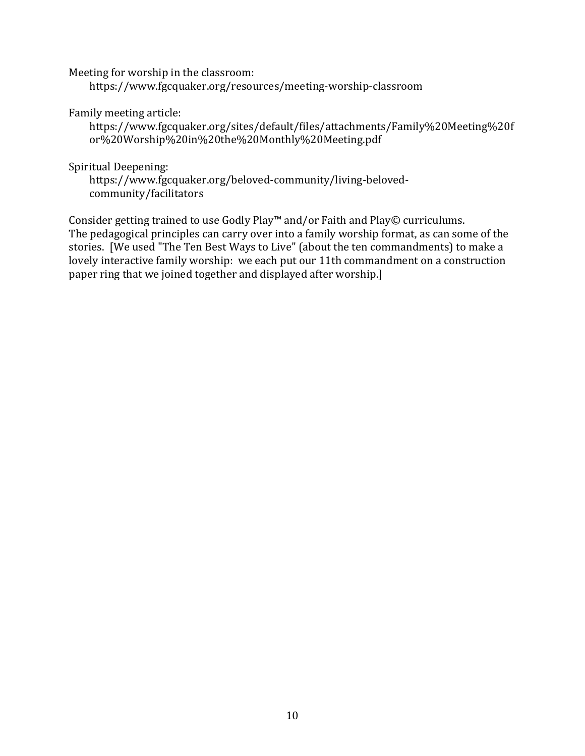Meeting for worship in the classroom:
https://www.fgcquaker.org/resources/meeting-worship-classroom

Family meeting article:
https://www.fgcquaker.org/sites/default/files/attachments/Family%20Meeting%20for%20Worship%20in%20the%20Monthly%20Meeting.pdf

Spiritual Deepening:
https://www.fgcquaker.org/beloved-community/living-beloved-community/facilitators

Consider getting trained to use Godly Play™ and/or Faith and Play© curriculums. The pedagogical principles can carry over into a family worship format, as can some of the stories. [We used "The Ten Best Ways to Live" (about the ten commandments) to make a lovely interactive family worship: we each put our 11th commandment on a construction paper ring that we joined together and displayed after worship.]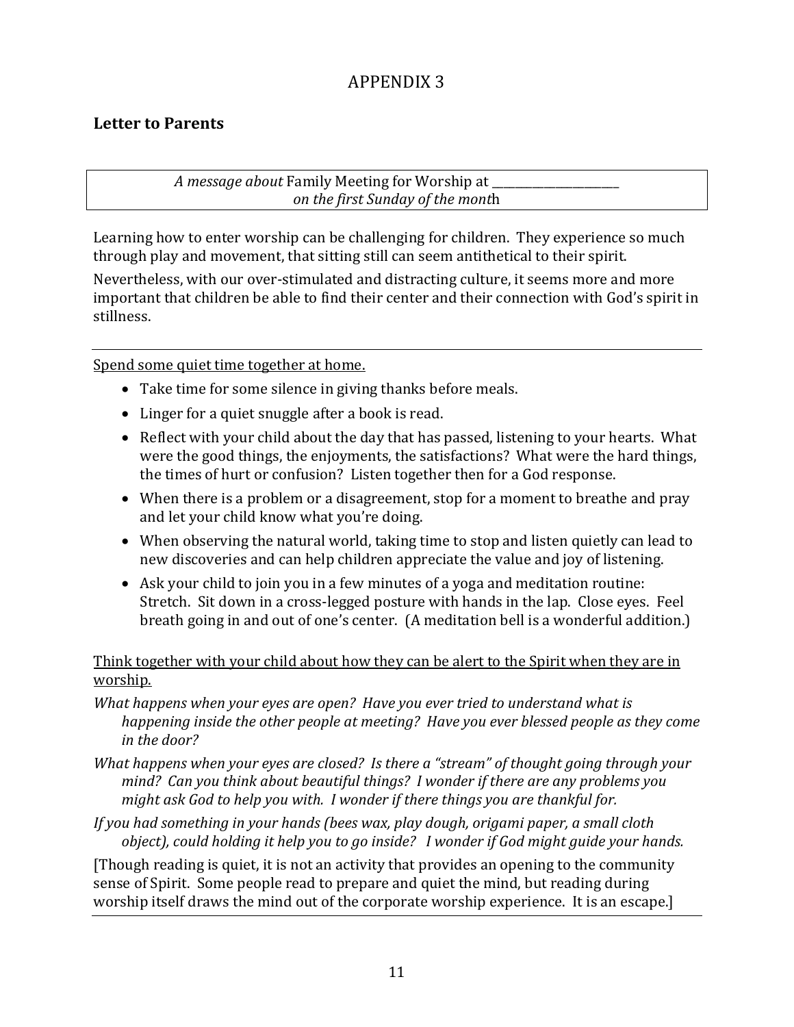# APPENDIX 3

## Letter to Parents

*A message about* Family Meeting for Worship at ______________________
*on the first Sunday of the mont*h

Learning how to enter worship can be challenging for children. They experience so much through play and movement, that sitting still can seem antithetical to their spirit.

Nevertheless, with our over-stimulated and distracting culture, it seems more and more important that children be able to find their center and their connection with God's spirit in stillness.

---

<u>Spend some quiet time together at home.</u>

- Take time for some silence in giving thanks before meals.
- Linger for a quiet snuggle after a book is read.
- Reflect with your child about the day that has passed, listening to your hearts. What were the good things, the enjoyments, the satisfactions? What were the hard things, the times of hurt or confusion? Listen together then for a God response.
- When there is a problem or a disagreement, stop for a moment to breathe and pray and let your child know what you're doing.
- When observing the natural world, taking time to stop and listen quietly can lead to new discoveries and can help children appreciate the value and joy of listening.
- Ask your child to join you in a few minutes of a yoga and meditation routine: Stretch. Sit down in a cross-legged posture with hands in the lap. Close eyes. Feel breath going in and out of one's center. (A meditation bell is a wonderful addition.)

<u>Think together with your child about how they can be alert to the Spirit when they are in worship.</u>

*What happens when your eyes are open? Have you ever tried to understand what is happening inside the other people at meeting? Have you ever blessed people as they come in the door?*

*What happens when your eyes are closed? Is there a "stream" of thought going through your mind? Can you think about beautiful things? I wonder if there are any problems you might ask God to help you with. I wonder if there things you are thankful for.*

*If you had something in your hands (bees wax, play dough, origami paper, a small cloth object), could holding it help you to go inside? I wonder if God might guide your hands.*

[Though reading is quiet, it is not an activity that provides an opening to the community sense of Spirit. Some people read to prepare and quiet the mind, but reading during worship itself draws the mind out of the corporate worship experience. It is an escape.]

---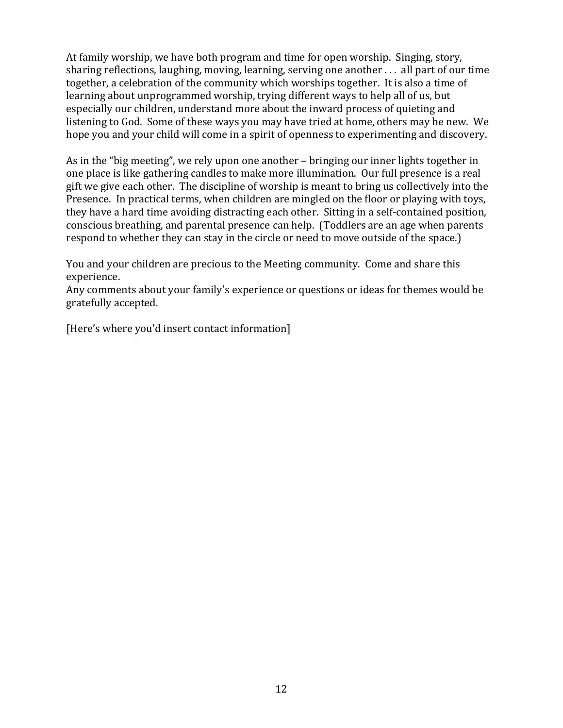At family worship, we have both program and time for open worship. Singing, story, sharing reflections, laughing, moving, learning, serving one another . . . all part of our time together, a celebration of the community which worships together. It is also a time of learning about unprogrammed worship, trying different ways to help all of us, but especially our children, understand more about the inward process of quieting and listening to God. Some of these ways you may have tried at home, others may be new. We hope you and your child will come in a spirit of openness to experimenting and discovery.

As in the "big meeting", we rely upon one another – bringing our inner lights together in one place is like gathering candles to make more illumination. Our full presence is a real gift we give each other. The discipline of worship is meant to bring us collectively into the Presence. In practical terms, when children are mingled on the floor or playing with toys, they have a hard time avoiding distracting each other. Sitting in a self-contained position, conscious breathing, and parental presence can help. (Toddlers are an age when parents respond to whether they can stay in the circle or need to move outside of the space.)

You and your children are precious to the Meeting community. Come and share this experience.
Any comments about your family's experience or questions or ideas for themes would be gratefully accepted.

[Here's where you'd insert contact information]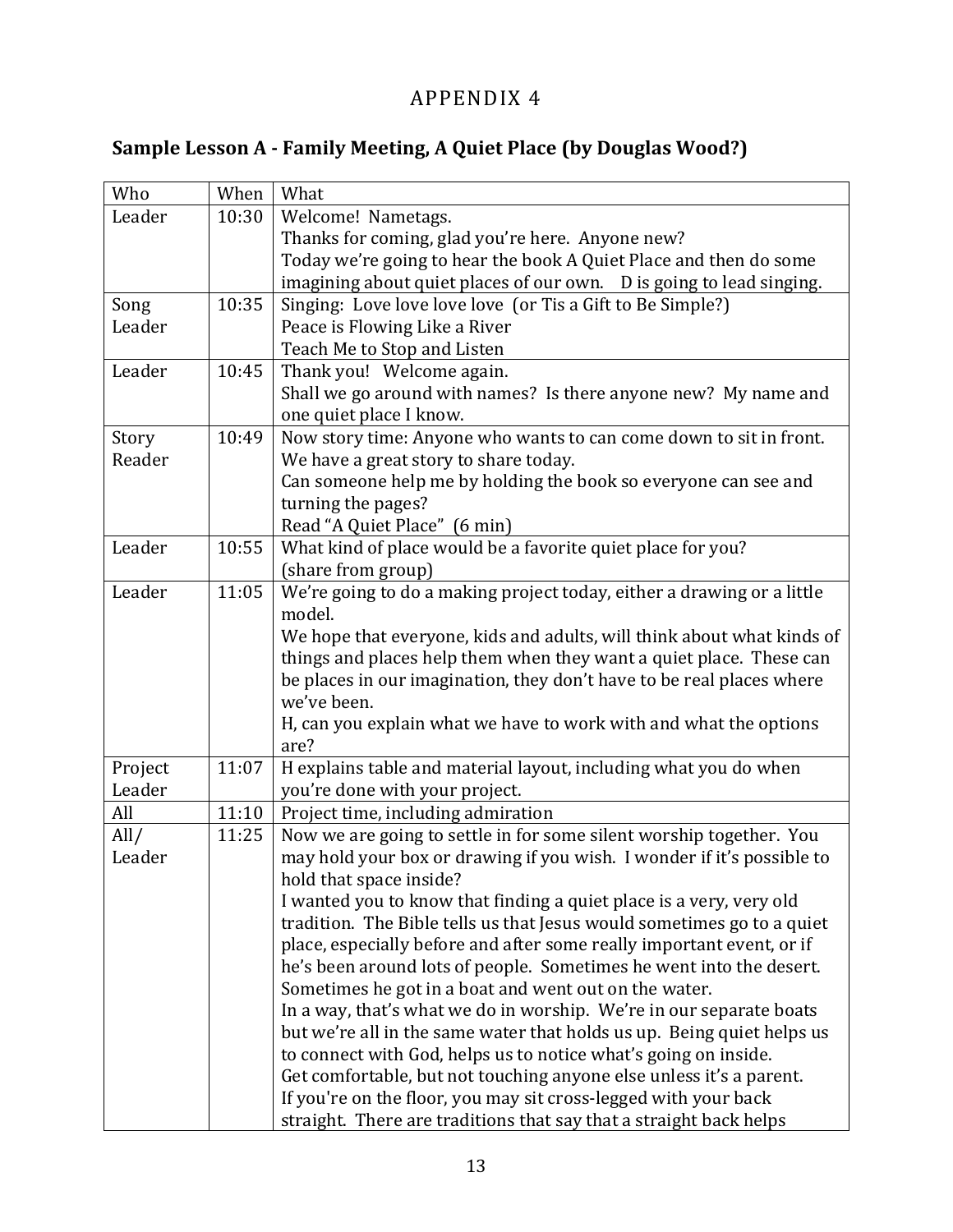# APPENDIX 4

## Sample Lesson A - Family Meeting, A Quiet Place (by Douglas Wood?)

| Who | When | What |
|---|---|---|
| Leader | 10:30 | Welcome! Nametags.<br>Thanks for coming, glad you're here. Anyone new?<br>Today we're going to hear the book A Quiet Place and then do some imagining about quiet places of our own. D is going to lead singing. |
| Song Leader | 10:35 | Singing: Love love love love (or Tis a Gift to Be Simple?)<br>Peace is Flowing Like a River<br>Teach Me to Stop and Listen |
| Leader | 10:45 | Thank you! Welcome again.<br>Shall we go around with names? Is there anyone new? My name and one quiet place I know. |
| Story Reader | 10:49 | Now story time: Anyone who wants to can come down to sit in front.<br>We have a great story to share today.<br>Can someone help me by holding the book so everyone can see and turning the pages?<br>Read "A Quiet Place" (6 min) |
| Leader | 10:55 | What kind of place would be a favorite quiet place for you?<br>(share from group) |
| Leader | 11:05 | We're going to do a making project today, either a drawing or a little model.<br>We hope that everyone, kids and adults, will think about what kinds of things and places help them when they want a quiet place. These can be places in our imagination, they don't have to be real places where we've been.<br>H, can you explain what we have to work with and what the options are? |
| Project Leader | 11:07 | H explains table and material layout, including what you do when you're done with your project. |
| All | 11:10 | Project time, including admiration |
| All/ Leader | 11:25 | Now we are going to settle in for some silent worship together. You may hold your box or drawing if you wish. I wonder if it's possible to hold that space inside?<br>I wanted you to know that finding a quiet place is a very, very old tradition. The Bible tells us that Jesus would sometimes go to a quiet place, especially before and after some really important event, or if he's been around lots of people. Sometimes he went into the desert. Sometimes he got in a boat and went out on the water.<br>In a way, that's what we do in worship. We're in our separate boats but we're all in the same water that holds us up. Being quiet helps us to connect with God, helps us to notice what's going on inside.<br>Get comfortable, but not touching anyone else unless it's a parent.<br>If you're on the floor, you may sit cross-legged with your back straight. There are traditions that say that a straight back helps |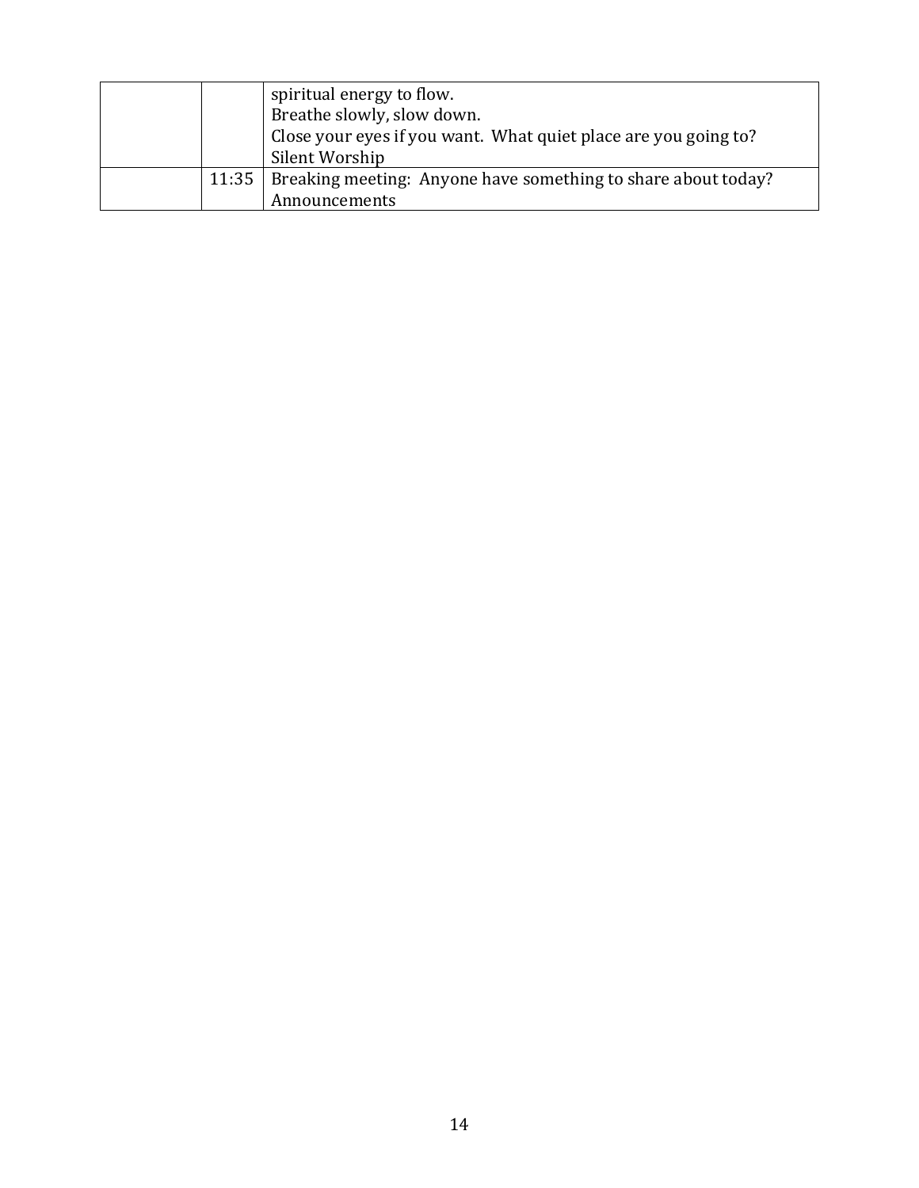| | | |
|---|---|---|
| | | spiritual energy to flow.<br>Breathe slowly, slow down.<br>Close your eyes if you want. What quiet place are you going to?<br>Silent Worship |
| | 11:35 | Breaking meeting: Anyone have something to share about today?<br>Announcements |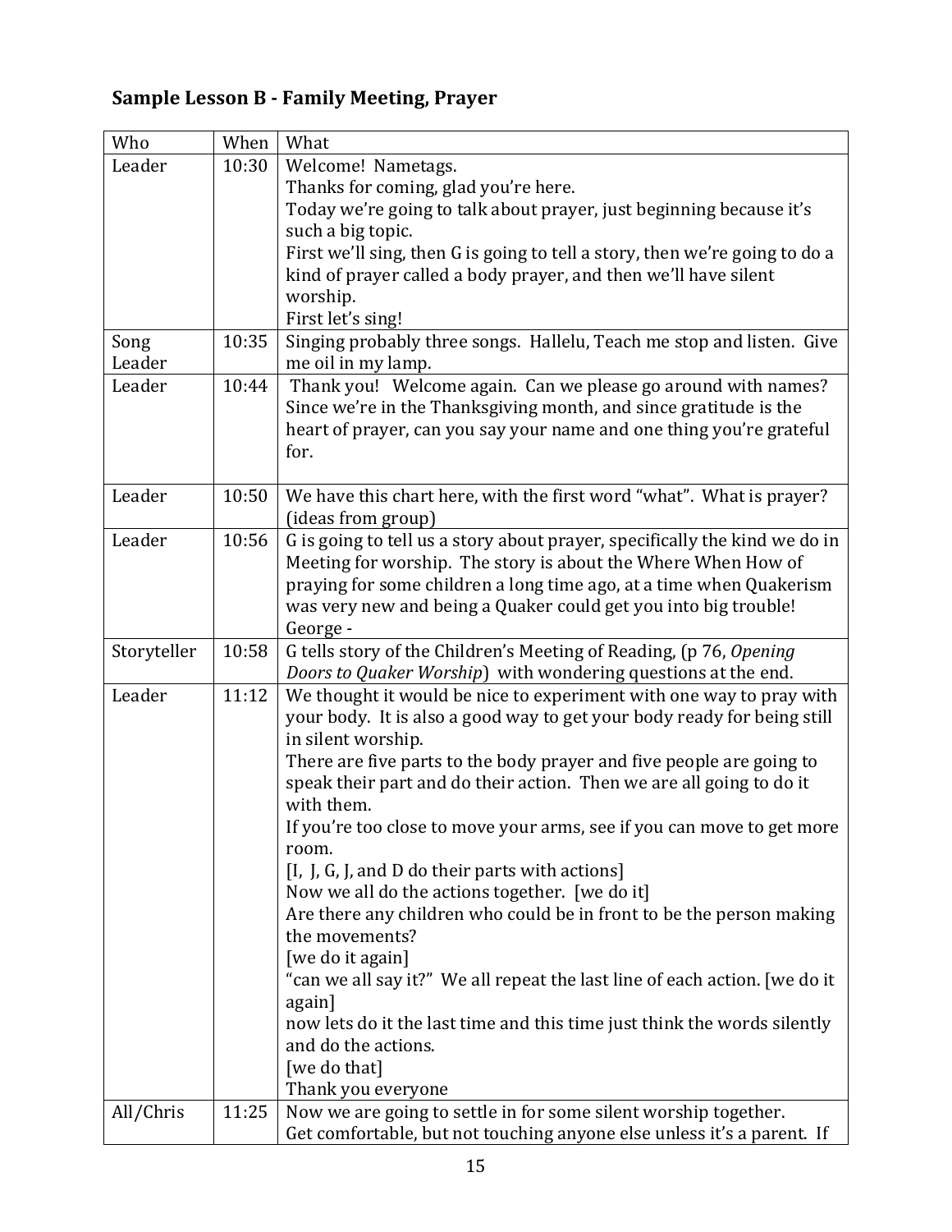## Sample Lesson B - Family Meeting, Prayer

| Who | When | What |
|---|---|---|
| Leader | 10:30 | Welcome! Nametags.<br>Thanks for coming, glad you're here.<br>Today we're going to talk about prayer, just beginning because it's such a big topic.<br>First we'll sing, then G is going to tell a story, then we're going to do a kind of prayer called a body prayer, and then we'll have silent worship.<br>First let's sing! |
| Song Leader | 10:35 | Singing probably three songs. Hallelu, Teach me stop and listen. Give me oil in my lamp. |
| Leader | 10:44 | Thank you! Welcome again. Can we please go around with names? Since we're in the Thanksgiving month, and since gratitude is the heart of prayer, can you say your name and one thing you're grateful for. |
| Leader | 10:50 | We have this chart here, with the first word "what". What is prayer? (ideas from group) |
| Leader | 10:56 | G is going to tell us a story about prayer, specifically the kind we do in Meeting for worship. The story is about the Where When How of praying for some children a long time ago, at a time when Quakerism was very new and being a Quaker could get you into big trouble! George - |
| Storyteller | 10:58 | G tells story of the Children's Meeting of Reading, (p 76, *Opening Doors to Quaker Worship*) with wondering questions at the end. |
| Leader | 11:12 | We thought it would be nice to experiment with one way to pray with your body. It is also a good way to get your body ready for being still in silent worship.<br>There are five parts to the body prayer and five people are going to speak their part and do their action. Then we are all going to do it with them.<br>If you're too close to move your arms, see if you can move to get more room.<br>[I, J, G, J, and D do their parts with actions]<br>Now we all do the actions together. [we do it]<br>Are there any children who could be in front to be the person making the movements?<br>[we do it again]<br>"can we all say it?" We all repeat the last line of each action. [we do it again]<br>now lets do it the last time and this time just think the words silently and do the actions.<br>[we do that]<br>Thank you everyone |
| All/Chris | 11:25 | Now we are going to settle in for some silent worship together.<br>Get comfortable, but not touching anyone else unless it's a parent. If |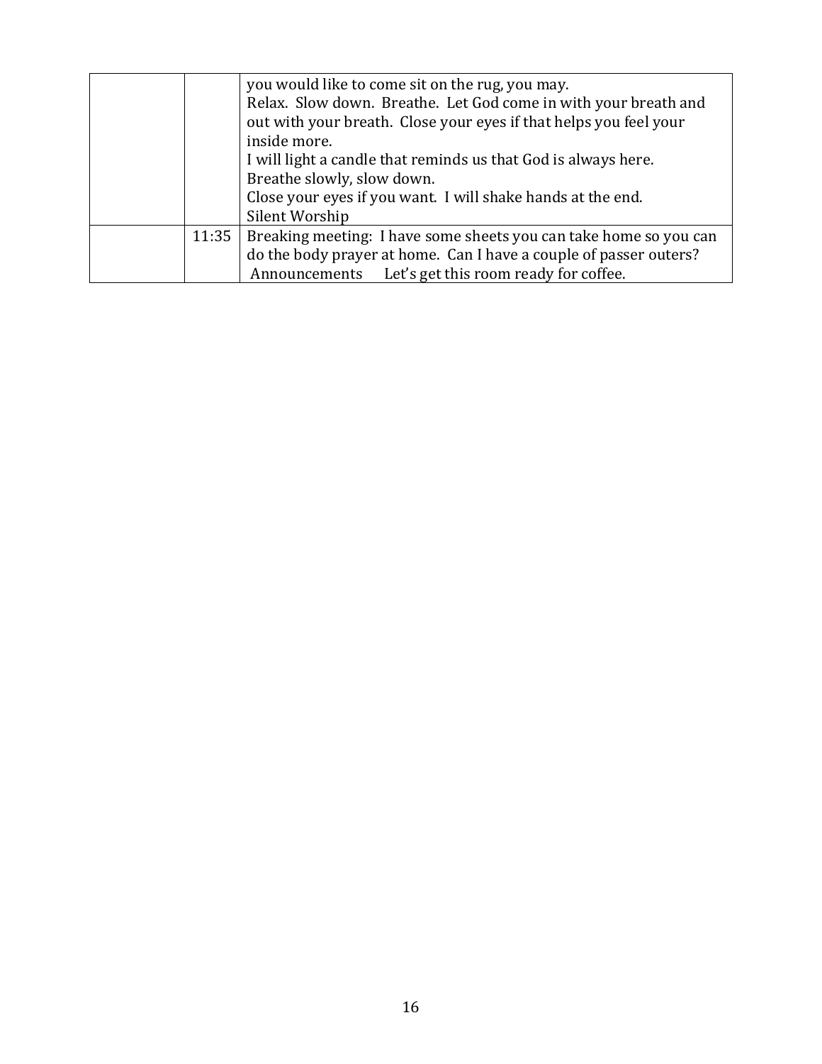| | | |
|---|---|---|
| | | you would like to come sit on the rug, you may.<br>Relax. Slow down. Breathe. Let God come in with your breath and out with your breath. Close your eyes if that helps you feel your inside more.<br>I will light a candle that reminds us that God is always here.<br>Breathe slowly, slow down.<br>Close your eyes if you want. I will shake hands at the end.<br>Silent Worship |
| | 11:35 | Breaking meeting: I have some sheets you can take home so you can do the body prayer at home. Can I have a couple of passer outers?<br>Announcements   Let's get this room ready for coffee. |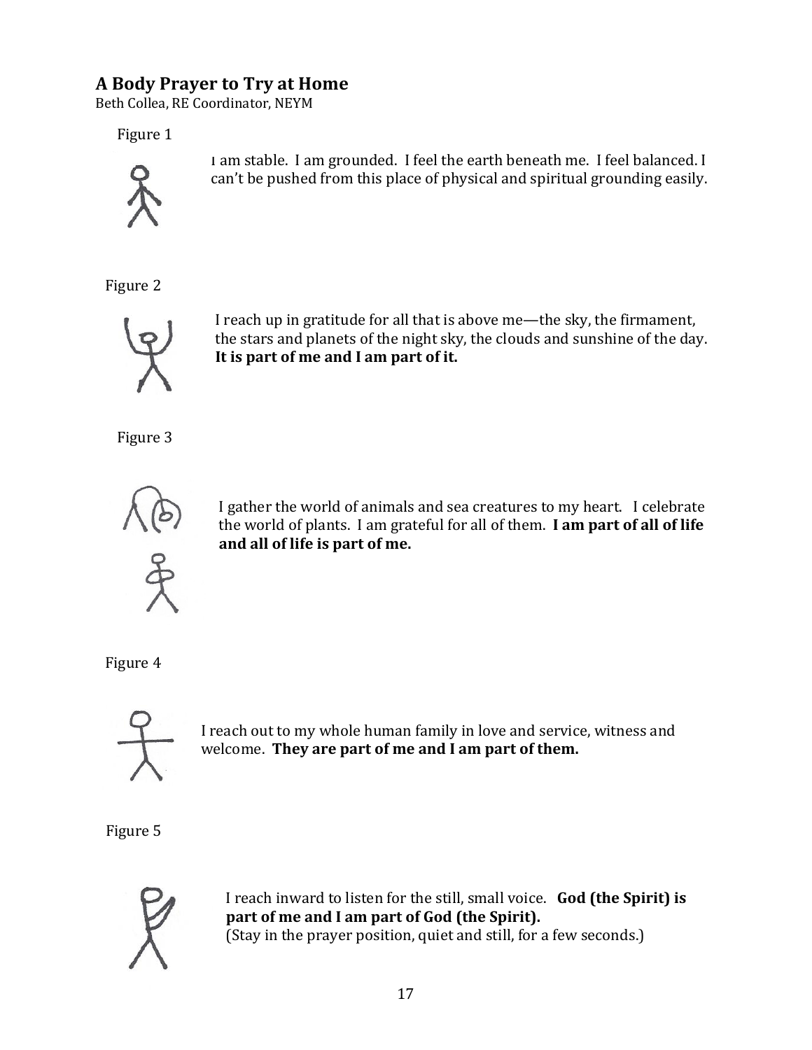## A Body Prayer to Try at Home

Beth Collea, RE Coordinator, NEYM

Figure 1

I am stable. I am grounded. I feel the earth beneath me. I feel balanced. I can't be pushed from this place of physical and spiritual grounding easily.

Figure 2

I reach up in gratitude for all that is above me—the sky, the firmament, the stars and planets of the night sky, the clouds and sunshine of the day. **It is part of me and I am part of it.**

Figure 3

I gather the world of animals and sea creatures to my heart. I celebrate the world of plants. I am grateful for all of them. **I am part of all of life and all of life is part of me.**

Figure 4

I reach out to my whole human family in love and service, witness and welcome. **They are part of me and I am part of them.**

Figure 5

I reach inward to listen for the still, small voice. **God (the Spirit) is part of me and I am part of God (the Spirit).**
(Stay in the prayer position, quiet and still, for a few seconds.)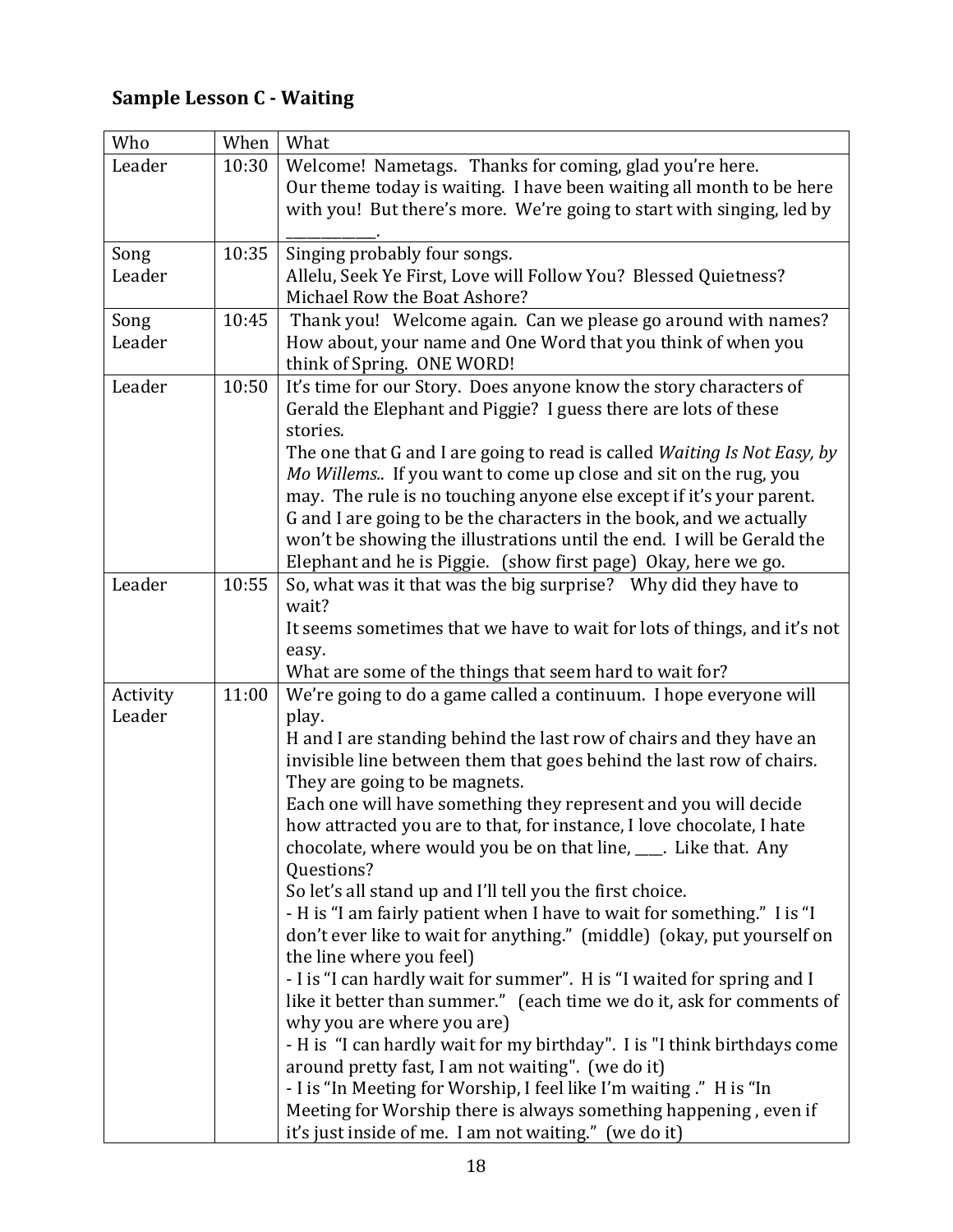## Sample Lesson C - Waiting

| Who | When | What |
|---|---|---|
| Leader | 10:30 | Welcome! Nametags. Thanks for coming, glad you're here.<br>Our theme today is waiting. I have been waiting all month to be here with you! But there's more. We're going to start with singing, led by ___________. |
| Song Leader | 10:35 | Singing probably four songs.<br>Allelu, Seek Ye First, Love will Follow You? Blessed Quietness? Michael Row the Boat Ashore? |
| Song Leader | 10:45 | Thank you! Welcome again. Can we please go around with names? How about, your name and One Word that you think of when you think of Spring. ONE WORD! |
| Leader | 10:50 | It's time for our Story. Does anyone know the story characters of Gerald the Elephant and Piggie? I guess there are lots of these stories.<br>The one that G and I are going to read is called *Waiting Is Not Easy, by Mo Willems..* If you want to come up close and sit on the rug, you may. The rule is no touching anyone else except if it's your parent. G and I are going to be the characters in the book, and we actually won't be showing the illustrations until the end. I will be Gerald the Elephant and he is Piggie. (show first page) Okay, here we go. |
| Leader | 10:55 | So, what was it that was the big surprise? Why did they have to wait?<br>It seems sometimes that we have to wait for lots of things, and it's not easy.<br>What are some of the things that seem hard to wait for? |
| Activity Leader | 11:00 | We're going to do a game called a continuum. I hope everyone will play.<br>H and I are standing behind the last row of chairs and they have an invisible line between them that goes behind the last row of chairs. They are going to be magnets.<br>Each one will have something they represent and you will decide how attracted you are to that, for instance, I love chocolate, I hate chocolate, where would you be on that line, ____. Like that. Any Questions?<br>So let's all stand up and I'll tell you the first choice.<br>- H is "I am fairly patient when I have to wait for something." I is "I don't ever like to wait for anything." (middle) (okay, put yourself on the line where you feel)<br>- I is "I can hardly wait for summer". H is "I waited for spring and I like it better than summer." (each time we do it, ask for comments of why you are where you are)<br>- H is "I can hardly wait for my birthday". I is "I think birthdays come around pretty fast, I am not waiting". (we do it)<br>- I is "In Meeting for Worship, I feel like I'm waiting ." H is "In Meeting for Worship there is always something happening , even if it's just inside of me. I am not waiting." (we do it) |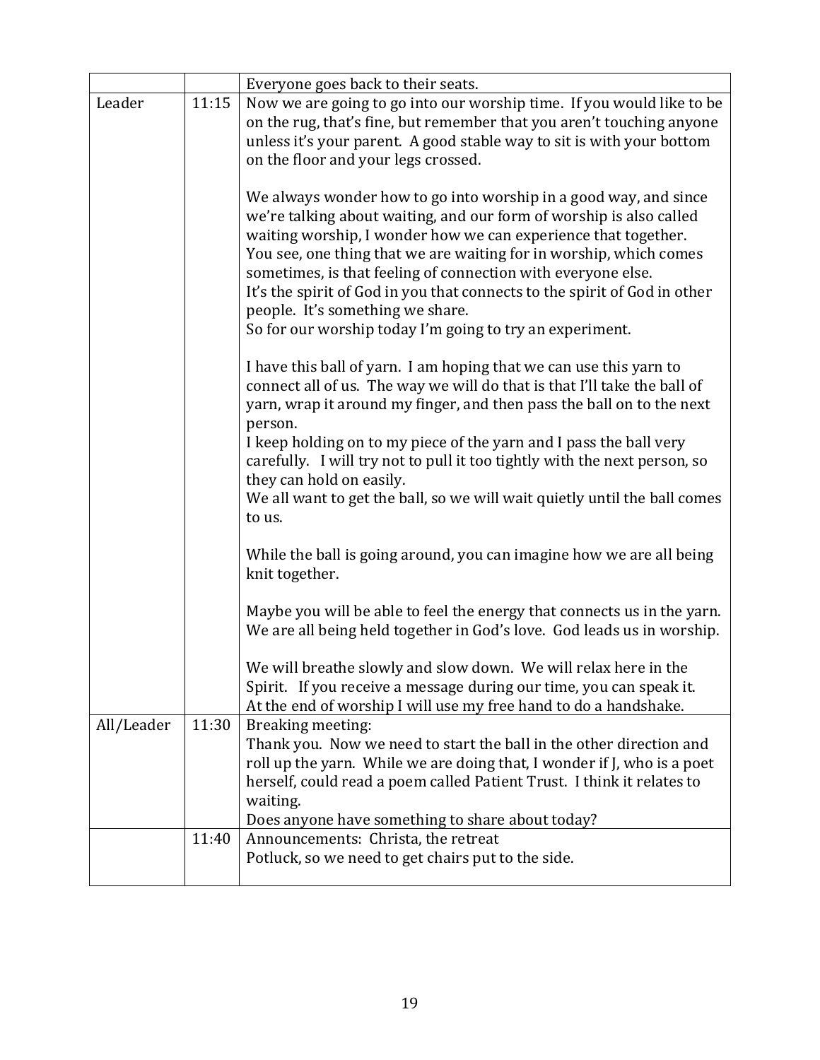|  |  |  |
|---|---|---|
|  |  | Everyone goes back to their seats. |
| Leader | 11:15 | Now we are going to go into our worship time. If you would like to be on the rug, that's fine, but remember that you aren't touching anyone unless it's your parent. A good stable way to sit is with your bottom on the floor and your legs crossed.<br><br>We always wonder how to go into worship in a good way, and since we're talking about waiting, and our form of worship is also called waiting worship, I wonder how we can experience that together.<br>You see, one thing that we are waiting for in worship, which comes sometimes, is that feeling of connection with everyone else.<br>It's the spirit of God in you that connects to the spirit of God in other people. It's something we share.<br>So for our worship today I'm going to try an experiment.<br><br>I have this ball of yarn. I am hoping that we can use this yarn to connect all of us. The way we will do that is that I'll take the ball of yarn, wrap it around my finger, and then pass the ball on to the next person.<br>I keep holding on to my piece of the yarn and I pass the ball very carefully. I will try not to pull it too tightly with the next person, so they can hold on easily.<br>We all want to get the ball, so we will wait quietly until the ball comes to us.<br><br>While the ball is going around, you can imagine how we are all being knit together.<br><br>Maybe you will be able to feel the energy that connects us in the yarn. We are all being held together in God's love. God leads us in worship.<br><br>We will breathe slowly and slow down. We will relax here in the Spirit. If you receive a message during our time, you can speak it.<br>At the end of worship I will use my free hand to do a handshake. |
| All/Leader | 11:30 | Breaking meeting:<br>Thank you. Now we need to start the ball in the other direction and roll up the yarn. While we are doing that, I wonder if J, who is a poet herself, could read a poem called Patient Trust. I think it relates to waiting.<br>Does anyone have something to share about today? |
|  | 11:40 | Announcements: Christa, the retreat<br>Potluck, so we need to get chairs put to the side. |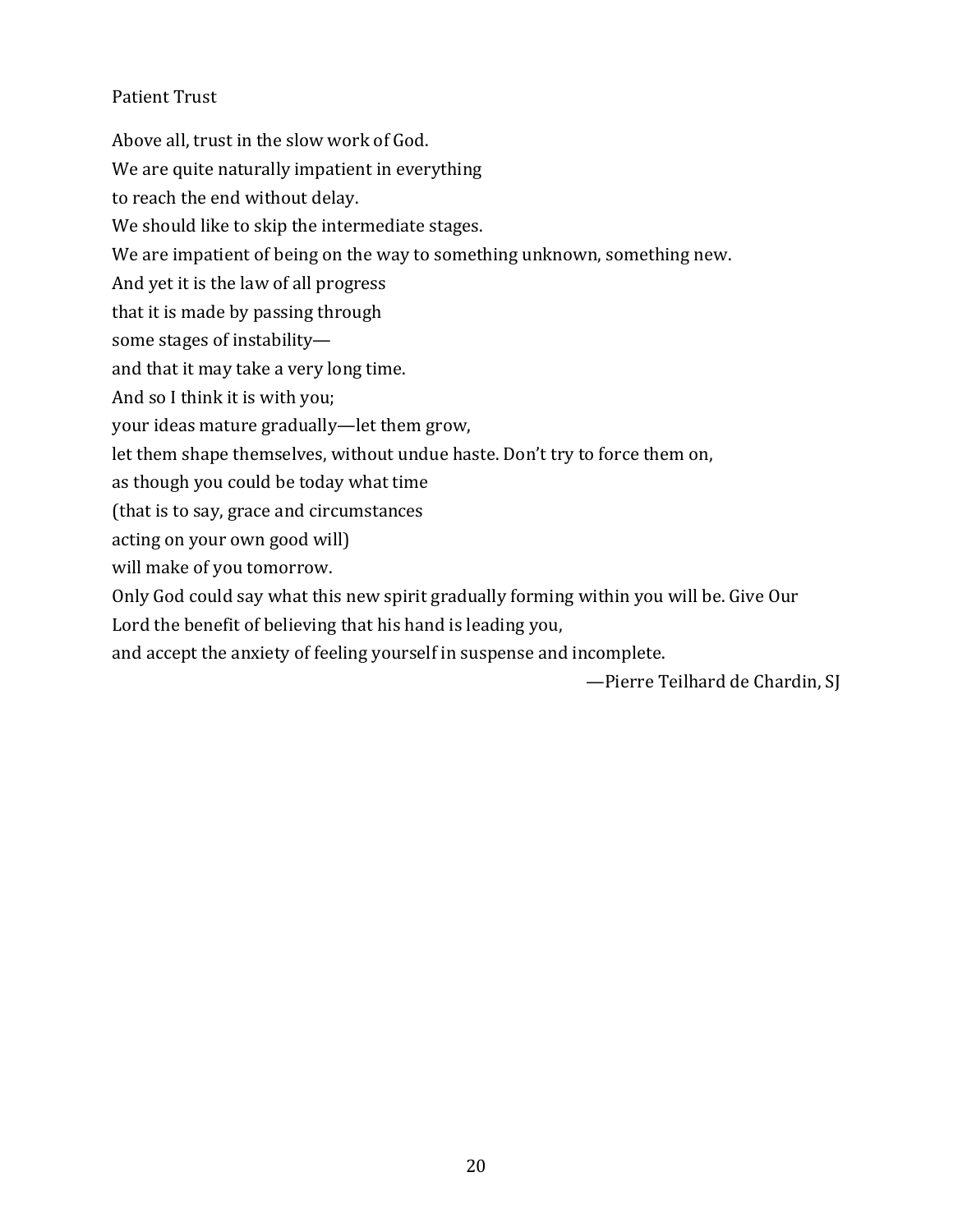## Patient Trust

Above all, trust in the slow work of God.
We are quite naturally impatient in everything
to reach the end without delay.
We should like to skip the intermediate stages.
We are impatient of being on the way to something unknown, something new.
And yet it is the law of all progress
that it is made by passing through
some stages of instability—
and that it may take a very long time.
And so I think it is with you;
your ideas mature gradually—let them grow,
let them shape themselves, without undue haste. Don't try to force them on,
as though you could be today what time
(that is to say, grace and circumstances
acting on your own good will)
will make of you tomorrow.
Only God could say what this new spirit gradually forming within you will be. Give Our
Lord the benefit of believing that his hand is leading you,
and accept the anxiety of feeling yourself in suspense and incomplete.

—Pierre Teilhard de Chardin, SJ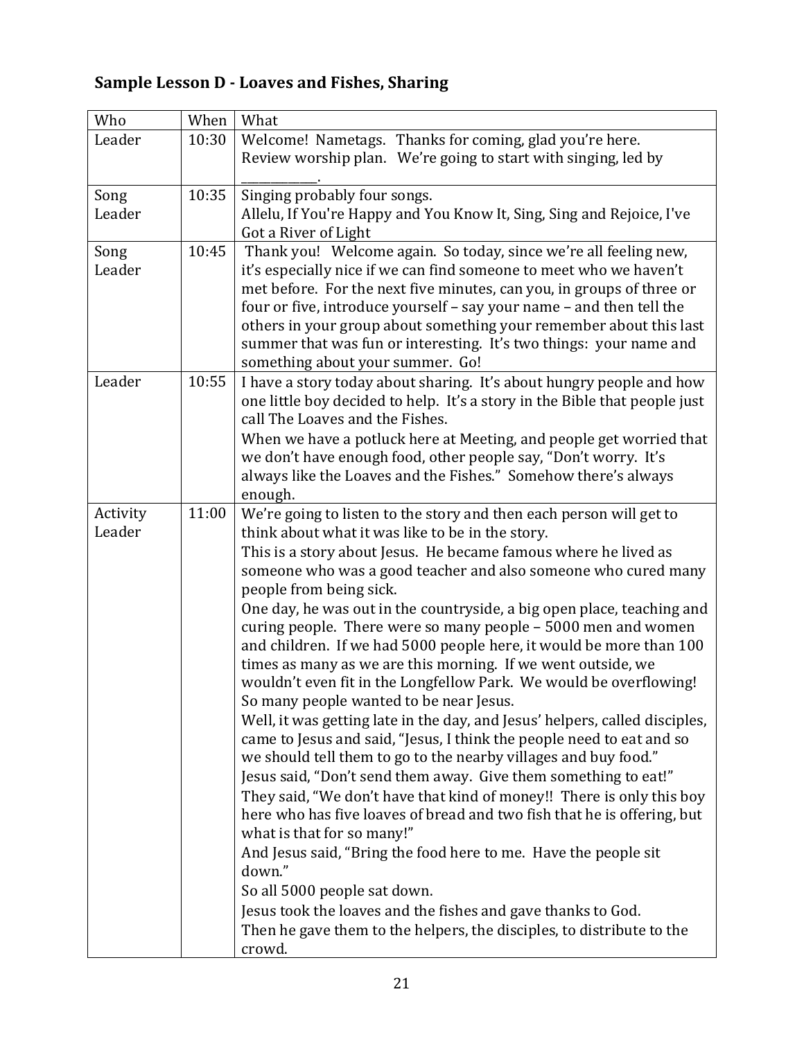## Sample Lesson D - Loaves and Fishes, Sharing

| Who | When | What |
|---|---|---|
| Leader | 10:30 | Welcome! Nametags. Thanks for coming, glad you're here.<br>Review worship plan. We're going to start with singing, led by ___________. |
| Song Leader | 10:35 | Singing probably four songs.<br>Allelu, If You're Happy and You Know It, Sing, Sing and Rejoice, I've Got a River of Light |
| Song Leader | 10:45 | Thank you! Welcome again. So today, since we're all feeling new, it's especially nice if we can find someone to meet who we haven't met before. For the next five minutes, can you, in groups of three or four or five, introduce yourself – say your name – and then tell the others in your group about something your remember about this last summer that was fun or interesting. It's two things: your name and something about your summer. Go! |
| Leader | 10:55 | I have a story today about sharing. It's about hungry people and how one little boy decided to help. It's a story in the Bible that people just call The Loaves and the Fishes.<br>When we have a potluck here at Meeting, and people get worried that we don't have enough food, other people say, "Don't worry. It's always like the Loaves and the Fishes." Somehow there's always enough. |
| Activity Leader | 11:00 | We're going to listen to the story and then each person will get to think about what it was like to be in the story.<br>This is a story about Jesus. He became famous where he lived as someone who was a good teacher and also someone who cured many people from being sick.<br>One day, he was out in the countryside, a big open place, teaching and curing people. There were so many people – 5000 men and women and children. If we had 5000 people here, it would be more than 100 times as many as we are this morning. If we went outside, we wouldn't even fit in the Longfellow Park. We would be overflowing! So many people wanted to be near Jesus.<br>Well, it was getting late in the day, and Jesus' helpers, called disciples, came to Jesus and said, "Jesus, I think the people need to eat and so we should tell them to go to the nearby villages and buy food."<br>Jesus said, "Don't send them away. Give them something to eat!"<br>They said, "We don't have that kind of money!! There is only this boy here who has five loaves of bread and two fish that he is offering, but what is that for so many!"<br>And Jesus said, "Bring the food here to me. Have the people sit down."<br>So all 5000 people sat down.<br>Jesus took the loaves and the fishes and gave thanks to God.<br>Then he gave them to the helpers, the disciples, to distribute to the crowd. |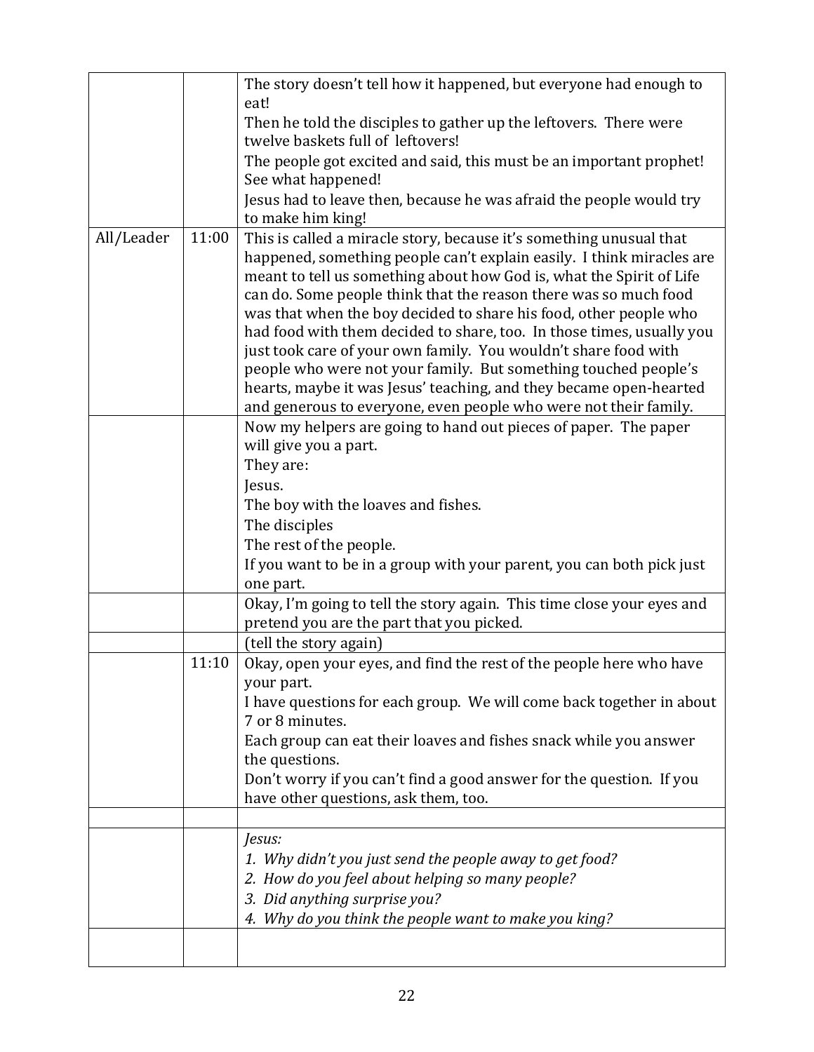| | | |
|---|---|---|
| | | The story doesn't tell how it happened, but everyone had enough to eat!<br>Then he told the disciples to gather up the leftovers. There were twelve baskets full of leftovers!<br>The people got excited and said, this must be an important prophet! See what happened!<br>Jesus had to leave then, because he was afraid the people would try to make him king! |
| All/Leader | 11:00 | This is called a miracle story, because it's something unusual that happened, something people can't explain easily. I think miracles are meant to tell us something about how God is, what the Spirit of Life can do. Some people think that the reason there was so much food was that when the boy decided to share his food, other people who had food with them decided to share, too. In those times, usually you just took care of your own family. You wouldn't share food with people who were not your family. But something touched people's hearts, maybe it was Jesus' teaching, and they became open-hearted and generous to everyone, even people who were not their family. |
| | | Now my helpers are going to hand out pieces of paper. The paper will give you a part.<br>They are:<br>Jesus.<br>The boy with the loaves and fishes.<br>The disciples<br>The rest of the people.<br>If you want to be in a group with your parent, you can both pick just one part. |
| | | Okay, I'm going to tell the story again. This time close your eyes and pretend you are the part that you picked. |
| | | (tell the story again) |
| | 11:10 | Okay, open your eyes, and find the rest of the people here who have your part.<br>I have questions for each group. We will come back together in about 7 or 8 minutes.<br>Each group can eat their loaves and fishes snack while you answer the questions.<br>Don't worry if you can't find a good answer for the question. If you have other questions, ask them, too. |
| | | |
| | | *Jesus:*<br>*1. Why didn't you just send the people away to get food?*<br>*2. How do you feel about helping so many people?*<br>*3. Did anything surprise you?*<br>*4. Why do you think the people want to make you king?* |
| | | |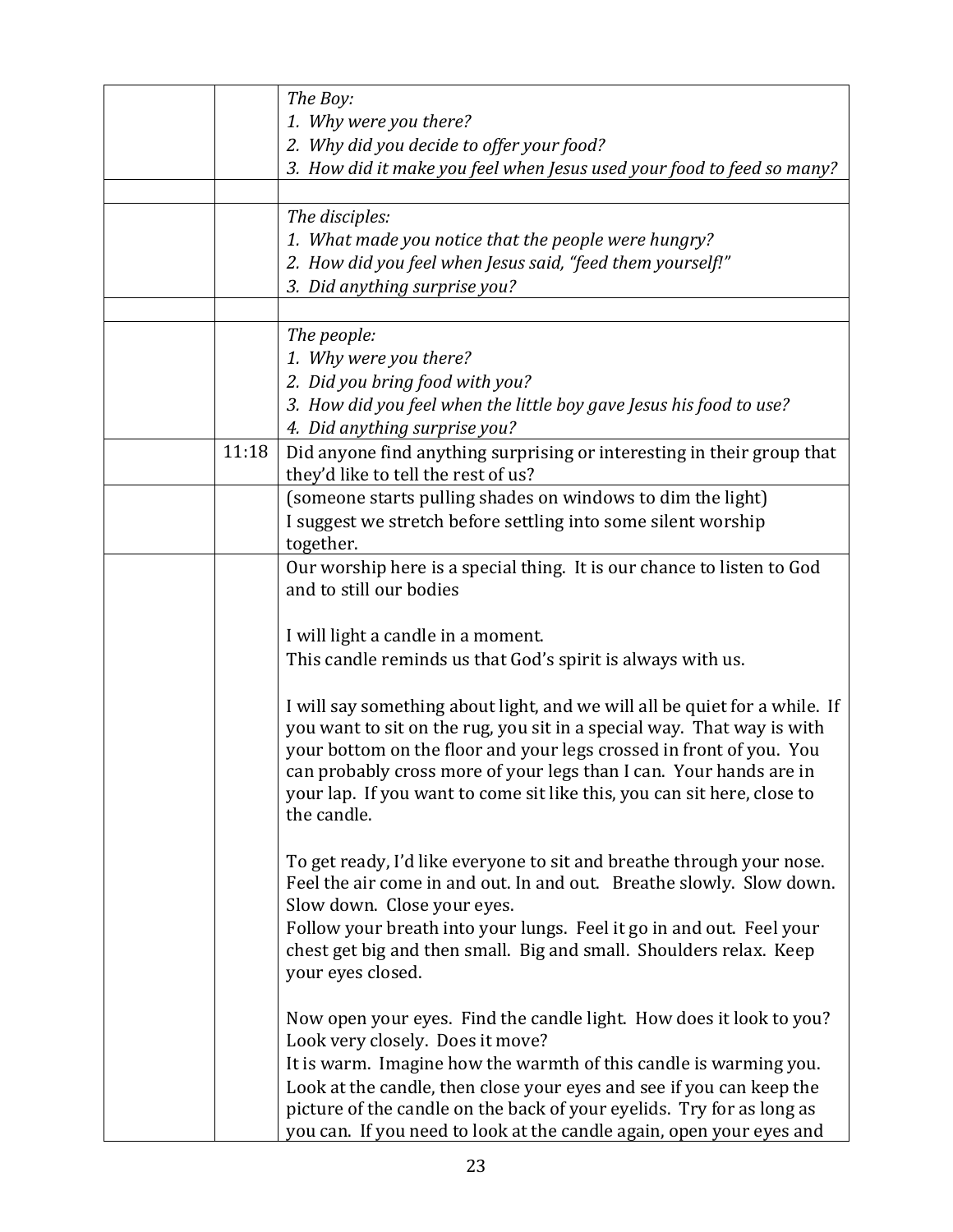| | | |
|---|---|---|
| | | *The Boy:*<br>*1. Why were you there?*<br>*2. Why did you decide to offer your food?*<br>*3. How did it make you feel when Jesus used your food to feed so many?* |
| | | |
| | | *The disciples:*<br>*1. What made you notice that the people were hungry?*<br>*2. How did you feel when Jesus said, "feed them yourself!"*<br>*3. Did anything surprise you?* |
| | | |
| | | *The people:*<br>*1. Why were you there?*<br>*2. Did you bring food with you?*<br>*3. How did you feel when the little boy gave Jesus his food to use?*<br>*4. Did anything surprise you?* |
| | 11:18 | Did anyone find anything surprising or interesting in their group that they'd like to tell the rest of us? |
| | | (someone starts pulling shades on windows to dim the light)<br>I suggest we stretch before settling into some silent worship together. |
| | | Our worship here is a special thing. It is our chance to listen to God and to still our bodies<br><br>I will light a candle in a moment.<br>This candle reminds us that God's spirit is always with us.<br><br>I will say something about light, and we will all be quiet for a while. If you want to sit on the rug, you sit in a special way. That way is with your bottom on the floor and your legs crossed in front of you. You can probably cross more of your legs than I can. Your hands are in your lap. If you want to come sit like this, you can sit here, close to the candle.<br><br>To get ready, I'd like everyone to sit and breathe through your nose. Feel the air come in and out. In and out. Breathe slowly. Slow down. Slow down. Close your eyes.<br>Follow your breath into your lungs. Feel it go in and out. Feel your chest get big and then small. Big and small. Shoulders relax. Keep your eyes closed.<br><br>Now open your eyes. Find the candle light. How does it look to you? Look very closely. Does it move?<br>It is warm. Imagine how the warmth of this candle is warming you. Look at the candle, then close your eyes and see if you can keep the picture of the candle on the back of your eyelids. Try for as long as you can. If you need to look at the candle again, open your eyes and |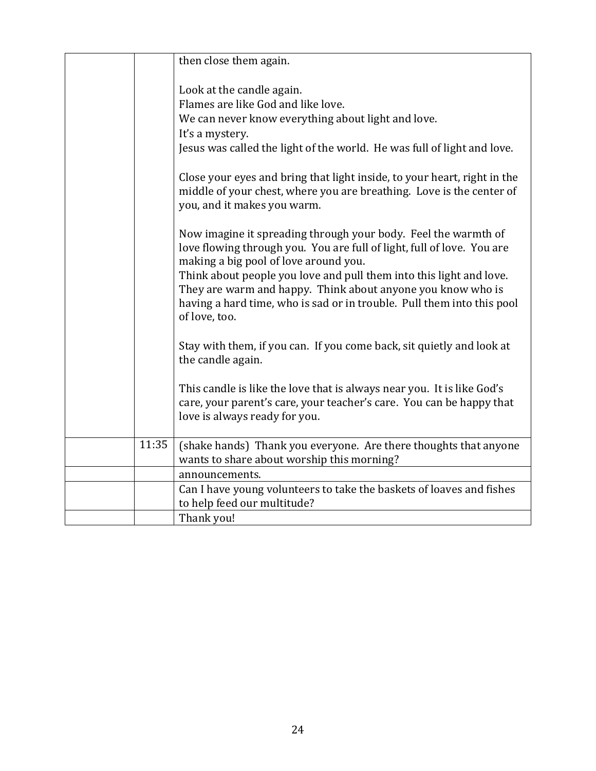| | | |
|---|---|---|
| | | then close them again.<br><br>Look at the candle again.<br>Flames are like God and like love.<br>We can never know everything about light and love.<br>It's a mystery.<br>Jesus was called the light of the world. He was full of light and love.<br><br>Close your eyes and bring that light inside, to your heart, right in the middle of your chest, where you are breathing. Love is the center of you, and it makes you warm.<br><br>Now imagine it spreading through your body. Feel the warmth of love flowing through you. You are full of light, full of love. You are making a big pool of love around you.<br>Think about people you love and pull them into this light and love. They are warm and happy. Think about anyone you know who is having a hard time, who is sad or in trouble. Pull them into this pool of love, too.<br><br>Stay with them, if you can. If you come back, sit quietly and look at the candle again.<br><br>This candle is like the love that is always near you. It is like God's care, your parent's care, your teacher's care. You can be happy that love is always ready for you. |
| | 11:35 | (shake hands) Thank you everyone. Are there thoughts that anyone wants to share about worship this morning? |
| | | announcements. |
| | | Can I have young volunteers to take the baskets of loaves and fishes to help feed our multitude? |
| | | Thank you! |